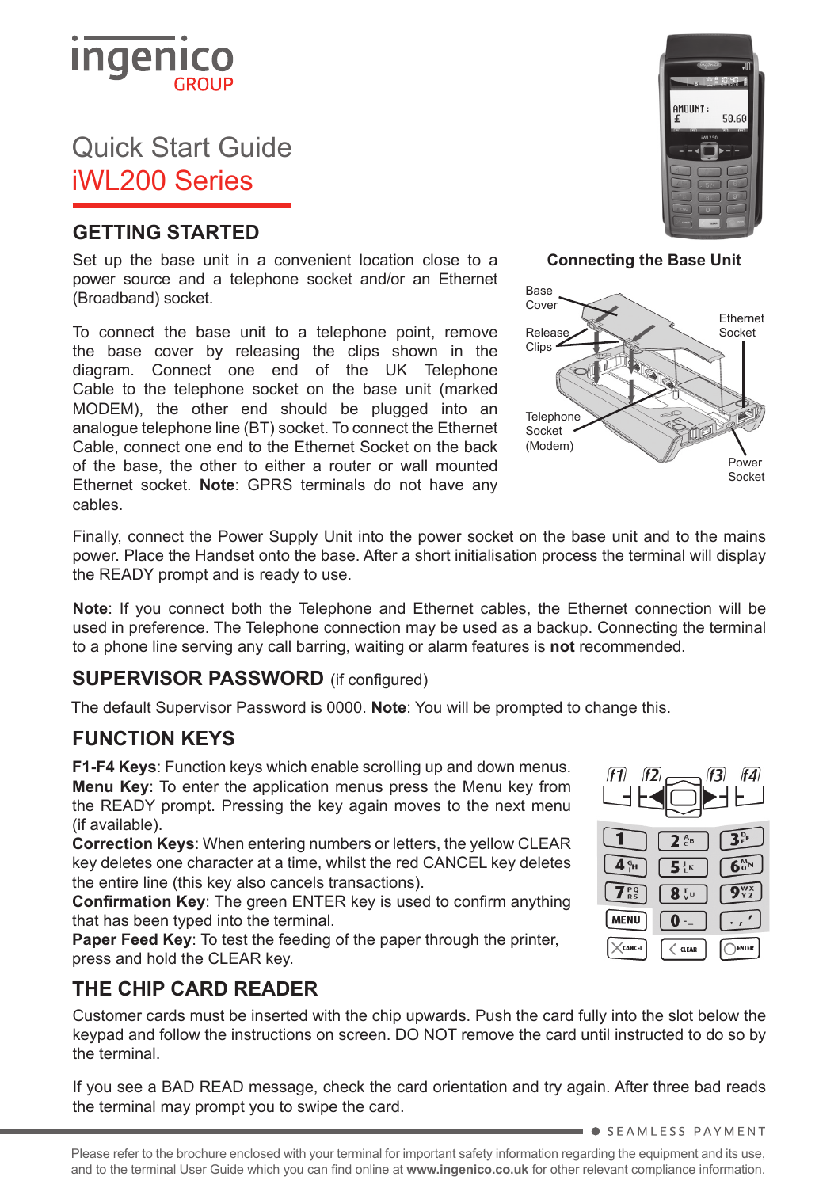# Quick Start Guide
## iWL200 Series

## GETTING STARTED

Set up the base unit in a convenient location close to a power source and a telephone socket and/or an Ethernet (Broadband) socket.

To connect the base unit to a telephone point, remove the base cover by releasing the clips shown in the diagram. Connect one end of the UK Telephone Cable to the telephone socket on the base unit (marked MODEM), the other end should be plugged into an analogue telephone line (BT) socket. To connect the Ethernet Cable, connect one end to the Ethernet Socket on the back of the base, the other to either a router or wall mounted Ethernet socket. **Note**: GPRS terminals do not have any cables.

**Connecting the Base Unit**

Base Cover
Release Clips
Ethernet Socket
Telephone Socket (Modem)
Power Socket

Finally, connect the Power Supply Unit into the power socket on the base unit and to the mains power. Place the Handset onto the base. After a short initialisation process the terminal will display the READY prompt and is ready to use.

**Note**: If you connect both the Telephone and Ethernet cables, the Ethernet connection will be used in preference. The Telephone connection may be used as a backup. Connecting the terminal to a phone line serving any call barring, waiting or alarm features is **not** recommended.

## SUPERVISOR PASSWORD (if configured)

The default Supervisor Password is 0000. **Note**: You will be prompted to change this.

## FUNCTION KEYS

**F1-F4 Keys**: Function keys which enable scrolling up and down menus.
**Menu Key**: To enter the application menus press the Menu key from the READY prompt. Pressing the key again moves to the next menu (if available).
**Correction Keys**: When entering numbers or letters, the yellow CLEAR key deletes one character at a time, whilst the red CANCEL key deletes the entire line (this key also cancels transactions).
**Confirmation Key**: The green ENTER key is used to confirm anything that has been typed into the terminal.
**Paper Feed Key**: To test the feeding of the paper through the printer, press and hold the CLEAR key.

## THE CHIP CARD READER

Customer cards must be inserted with the chip upwards. Push the card fully into the slot below the keypad and follow the instructions on screen. DO NOT remove the card until instructed to do so by the terminal.

If you see a BAD READ message, check the card orientation and try again. After three bad reads the terminal may prompt you to swipe the card.

SEAMLESS PAYMENT

Please refer to the brochure enclosed with your terminal for important safety information regarding the equipment and its use, and to the terminal User Guide which you can find online at **www.ingenico.co.uk** for other relevant compliance information.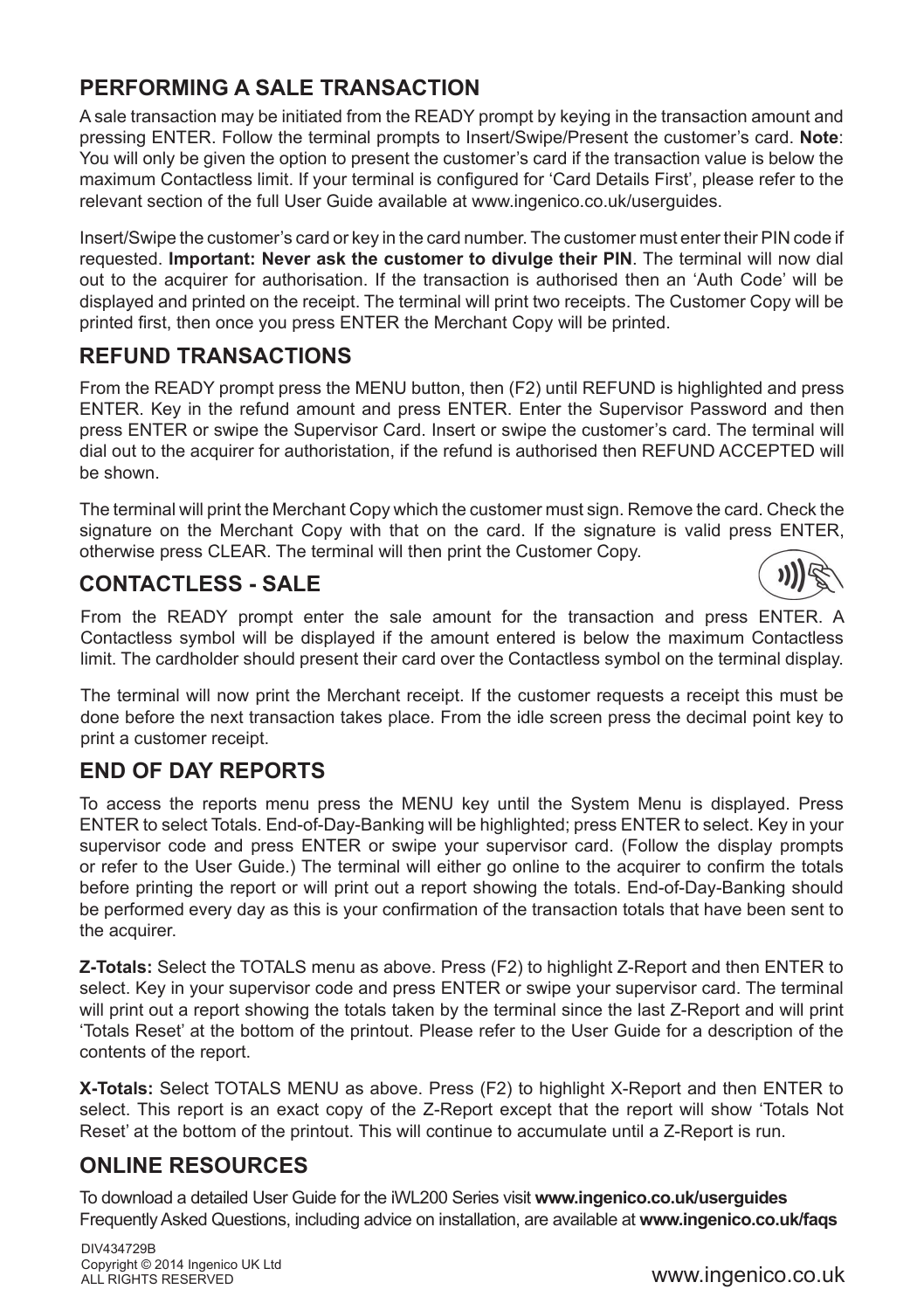## PERFORMING A SALE TRANSACTION

A sale transaction may be initiated from the READY prompt by keying in the transaction amount and pressing ENTER. Follow the terminal prompts to Insert/Swipe/Present the customer's card. **Note**: You will only be given the option to present the customer's card if the transaction value is below the maximum Contactless limit. If your terminal is configured for 'Card Details First', please refer to the relevant section of the full User Guide available at www.ingenico.co.uk/userguides.

Insert/Swipe the customer's card or key in the card number. The customer must enter their PIN code if requested. **Important: Never ask the customer to divulge their PIN**. The terminal will now dial out to the acquirer for authorisation. If the transaction is authorised then an 'Auth Code' will be displayed and printed on the receipt. The terminal will print two receipts. The Customer Copy will be printed first, then once you press ENTER the Merchant Copy will be printed.

## REFUND TRANSACTIONS

From the READY prompt press the MENU button, then (F2) until REFUND is highlighted and press ENTER. Key in the refund amount and press ENTER. Enter the Supervisor Password and then press ENTER or swipe the Supervisor Card. Insert or swipe the customer's card. The terminal will dial out to the acquirer for authoristation, if the refund is authorised then REFUND ACCEPTED will be shown.

The terminal will print the Merchant Copy which the customer must sign. Remove the card. Check the signature on the Merchant Copy with that on the card. If the signature is valid press ENTER, otherwise press CLEAR. The terminal will then print the Customer Copy.

## CONTACTLESS - SALE

From the READY prompt enter the sale amount for the transaction and press ENTER. A Contactless symbol will be displayed if the amount entered is below the maximum Contactless limit. The cardholder should present their card over the Contactless symbol on the terminal display.

The terminal will now print the Merchant receipt. If the customer requests a receipt this must be done before the next transaction takes place. From the idle screen press the decimal point key to print a customer receipt.

## END OF DAY REPORTS

To access the reports menu press the MENU key until the System Menu is displayed. Press ENTER to select Totals. End-of-Day-Banking will be highlighted; press ENTER to select. Key in your supervisor code and press ENTER or swipe your supervisor card. (Follow the display prompts or refer to the User Guide.) The terminal will either go online to the acquirer to confirm the totals before printing the report or will print out a report showing the totals. End-of-Day-Banking should be performed every day as this is your confirmation of the transaction totals that have been sent to the acquirer.

**Z-Totals:** Select the TOTALS menu as above. Press (F2) to highlight Z-Report and then ENTER to select. Key in your supervisor code and press ENTER or swipe your supervisor card. The terminal will print out a report showing the totals taken by the terminal since the last Z-Report and will print 'Totals Reset' at the bottom of the printout. Please refer to the User Guide for a description of the contents of the report.

**X-Totals:** Select TOTALS MENU as above. Press (F2) to highlight X-Report and then ENTER to select. This report is an exact copy of the Z-Report except that the report will show 'Totals Not Reset' at the bottom of the printout. This will continue to accumulate until a Z-Report is run.

## ONLINE RESOURCES

To download a detailed User Guide for the iWL200 Series visit **www.ingenico.co.uk/userguides**
Frequently Asked Questions, including advice on installation, are available at **www.ingenico.co.uk/faqs**

DIV434729B
Copyright © 2014 Ingenico UK Ltd
ALL RIGHTS RESERVED

www.ingenico.co.uk